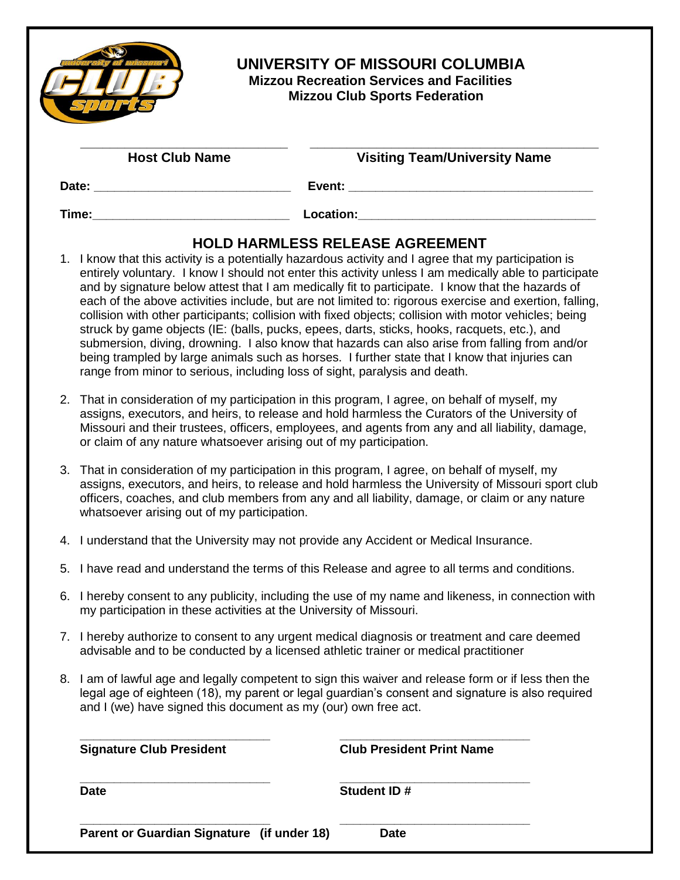# UNIVERSITY OF MISSOURI COLUMBIA

**Mizzou Recreation Services and Facilities**
**Mizzou Club Sports Federation**

| ______________________________ | ______________________________ |
|---|---|
| **Host Club Name** | **Visiting Team/University Name** |

**Date:** ______________________________ **Event:** ______________________________

**Time:** ______________________________ **Location:** ______________________________

## HOLD HARMLESS RELEASE AGREEMENT

1. I know that this activity is a potentially hazardous activity and I agree that my participation is entirely voluntary. I know I should not enter this activity unless I am medically able to participate and by signature below attest that I am medically fit to participate. I know that the hazards of each of the above activities include, but are not limited to: rigorous exercise and exertion, falling, collision with other participants; collision with fixed objects; collision with motor vehicles; being struck by game objects (IE: (balls, pucks, epees, darts, sticks, hooks, racquets, etc.), and submersion, diving, drowning. I also know that hazards can also arise from falling from and/or being trampled by large animals such as horses. I further state that I know that injuries can range from minor to serious, including loss of sight, paralysis and death.

2. That in consideration of my participation in this program, I agree, on behalf of myself, my assigns, executors, and heirs, to release and hold harmless the Curators of the University of Missouri and their trustees, officers, employees, and agents from any and all liability, damage, or claim of any nature whatsoever arising out of my participation.

3. That in consideration of my participation in this program, I agree, on behalf of myself, my assigns, executors, and heirs, to release and hold harmless the University of Missouri sport club officers, coaches, and club members from any and all liability, damage, or claim or any nature whatsoever arising out of my participation.

4. I understand that the University may not provide any Accident or Medical Insurance.

5. I have read and understand the terms of this Release and agree to all terms and conditions.

6. I hereby consent to any publicity, including the use of my name and likeness, in connection with my participation in these activities at the University of Missouri.

7. I hereby authorize to consent to any urgent medical diagnosis or treatment and care deemed advisable and to be conducted by a licensed athletic trainer or medical practitioner

8. I am of lawful age and legally competent to sign this waiver and release form or if less then the legal age of eighteen (18), my parent or legal guardian's consent and signature is also required and I (we) have signed this document as my (our) own free act.

| ______________________________ | ______________________________ |
|---|---|
| **Signature Club President** | **Club President Print Name** |
| ______________________________ | ______________________________ |
| **Date** | **Student ID #** |
| ______________________________ | ______________________________ |
| **Parent or Guardian Signature (if under 18)** | **Date** |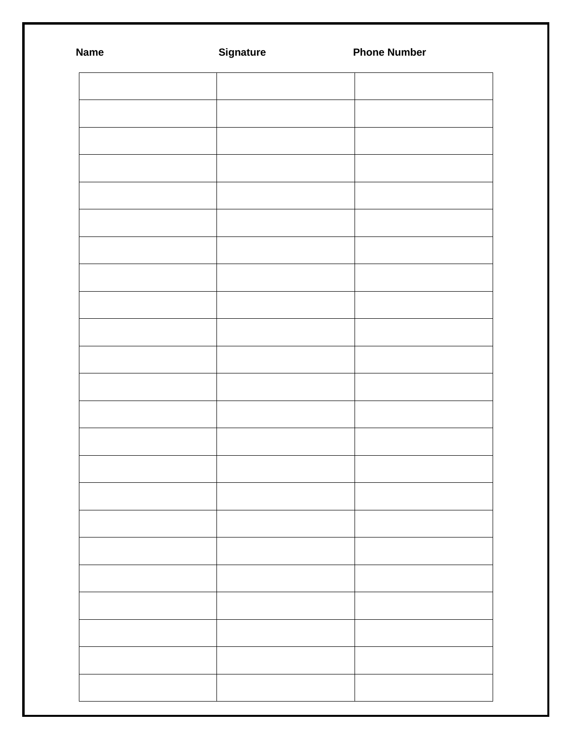| Name | Signature | Phone Number |
| --- | --- | --- |
| | | |
| | | |
| | | |
| | | |
| | | |
| | | |
| | | |
| | | |
| | | |
| | | |
| | | |
| | | |
| | | |
| | | |
| | | |
| | | |
| | | |
| | | |
| | | |
| | | |
| | | |
| | | |
| | | |